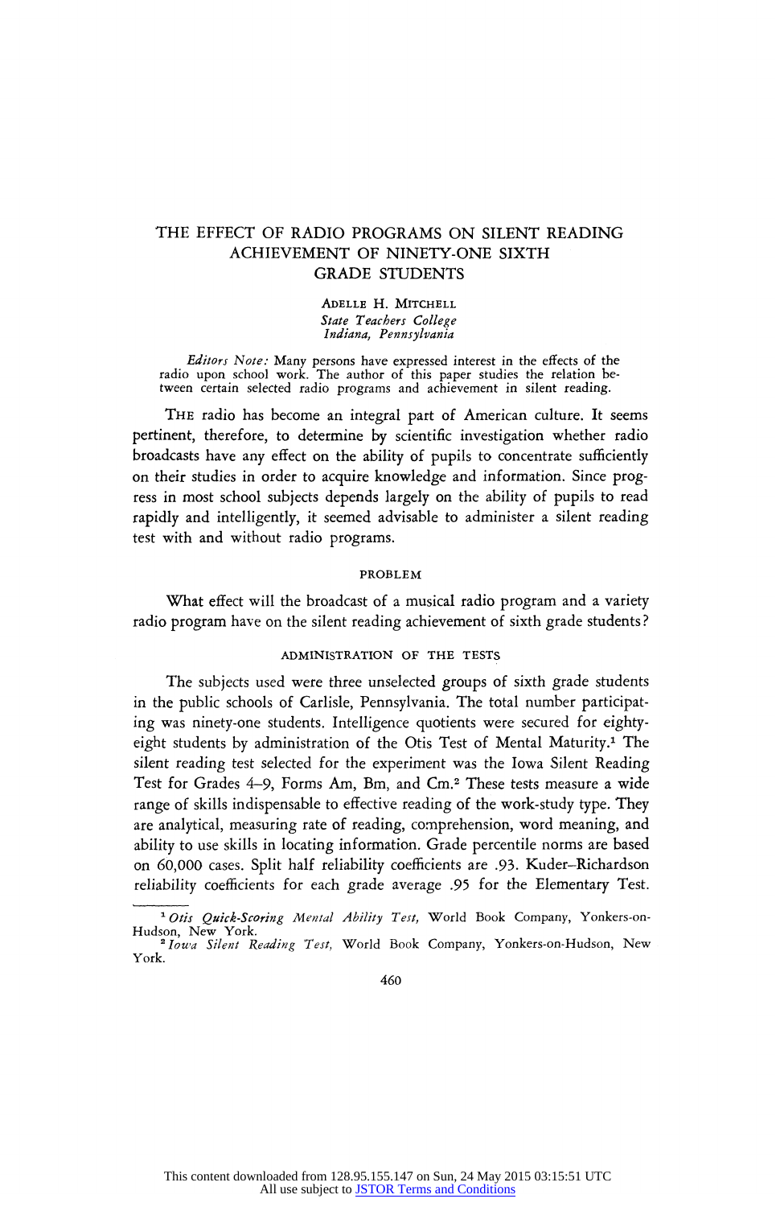# THE EFFECT OF RADIO PROGRAMS ON SILENT READING ACHIEVEMENT OF NINETY-ONE SIXTH GRADE STUDENTS

ADELLE H. MITCHELL
*State Teachers College*
*Indiana, Pennsylvania*

*Editors Note:* Many persons have expressed interest in the effects of the radio upon school work. The author of this paper studies the relation between certain selected radio programs and achievement in silent reading.

THE radio has become an integral part of American culture. It seems pertinent, therefore, to determine by scientific investigation whether radio broadcasts have any effect on the ability of pupils to concentrate sufficiently on their studies in order to acquire knowledge and information. Since progress in most school subjects depends largely on the ability of pupils to read rapidly and intelligently, it seemed advisable to administer a silent reading test with and without radio programs.

## PROBLEM

What effect will the broadcast of a musical radio program and a variety radio program have on the silent reading achievement of sixth grade students?

## ADMINISTRATION OF THE TESTS

The subjects used were three unselected groups of sixth grade students in the public schools of Carlisle, Pennsylvania. The total number participating was ninety-one students. Intelligence quotients were secured for eighty-eight students by administration of the Otis Test of Mental Maturity.[1] The silent reading test selected for the experiment was the Iowa Silent Reading Test for Grades 4–9, Forms Am, Bm, and Cm.[2] These tests measure a wide range of skills indispensable to effective reading of the work-study type. They are analytical, measuring rate of reading, comprehension, word meaning, and ability to use skills in locating information. Grade percentile norms are based on 60,000 cases. Split half reliability coefficients are .93. Kuder–Richardson reliability coefficients for each grade average .95 for the Elementary Test.

[1] *Otis Quick-Scoring Mental Ability Test,* World Book Company, Yonkers-on-Hudson, New York.

[2] *Iowa Silent Reading Test,* World Book Company, Yonkers-on-Hudson, New York.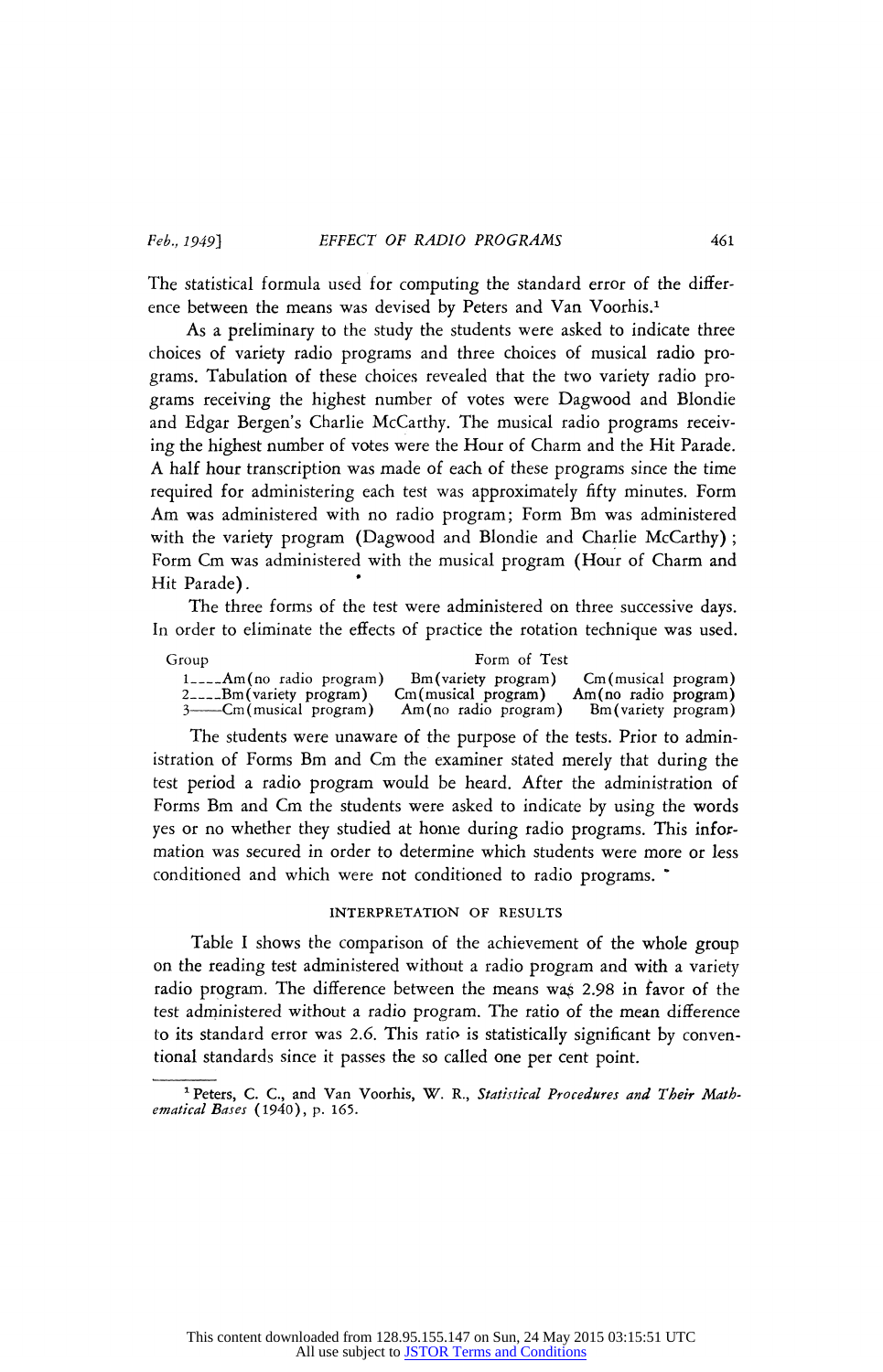The statistical formula used for computing the standard error of the difference between the means was devised by Peters and Van Voorhis.[1]

As a preliminary to the study the students were asked to indicate three choices of variety radio programs and three choices of musical radio programs. Tabulation of these choices revealed that the two variety radio programs receiving the highest number of votes were Dagwood and Blondie and Edgar Bergen's Charlie McCarthy. The musical radio programs receiving the highest number of votes were the Hour of Charm and the Hit Parade. A half hour transcription was made of each of these programs since the time required for administering each test was approximately fifty minutes. Form Am was administered with no radio program; Form Bm was administered with the variety program (Dagwood and Blondie and Charlie McCarthy); Form Cm was administered with the musical program (Hour of Charm and Hit Parade).

The three forms of the test were administered on three successive days. In order to eliminate the effects of practice the rotation technique was used.

| Group | Form of Test | | |
|---|---|---|---|
| 1 | Am (no radio program) | Bm (variety program) | Cm (musical program) |
| 2 | Bm (variety program) | Cm (musical program) | Am (no radio program) |
| 3 | Cm (musical program) | Am (no radio program) | Bm (variety program) |

The students were unaware of the purpose of the tests. Prior to administration of Forms Bm and Cm the examiner stated merely that during the test period a radio program would be heard. After the administration of Forms Bm and Cm the students were asked to indicate by using the words yes or no whether they studied at home during radio programs. This information was secured in order to determine which students were more or less conditioned and which were not conditioned to radio programs.

## INTERPRETATION OF RESULTS

Table I shows the comparison of the achievement of the whole group on the reading test administered without a radio program and with a variety radio program. The difference between the means was 2.98 in favor of the test administered without a radio program. The ratio of the mean difference to its standard error was 2.6. This ratio is statistically significant by conventional standards since it passes the so called one per cent point.

---

[1] Peters, C. C., and Van Voorhis, W. R., *Statistical Procedures and Their Mathematical Bases* (1940), p. 165.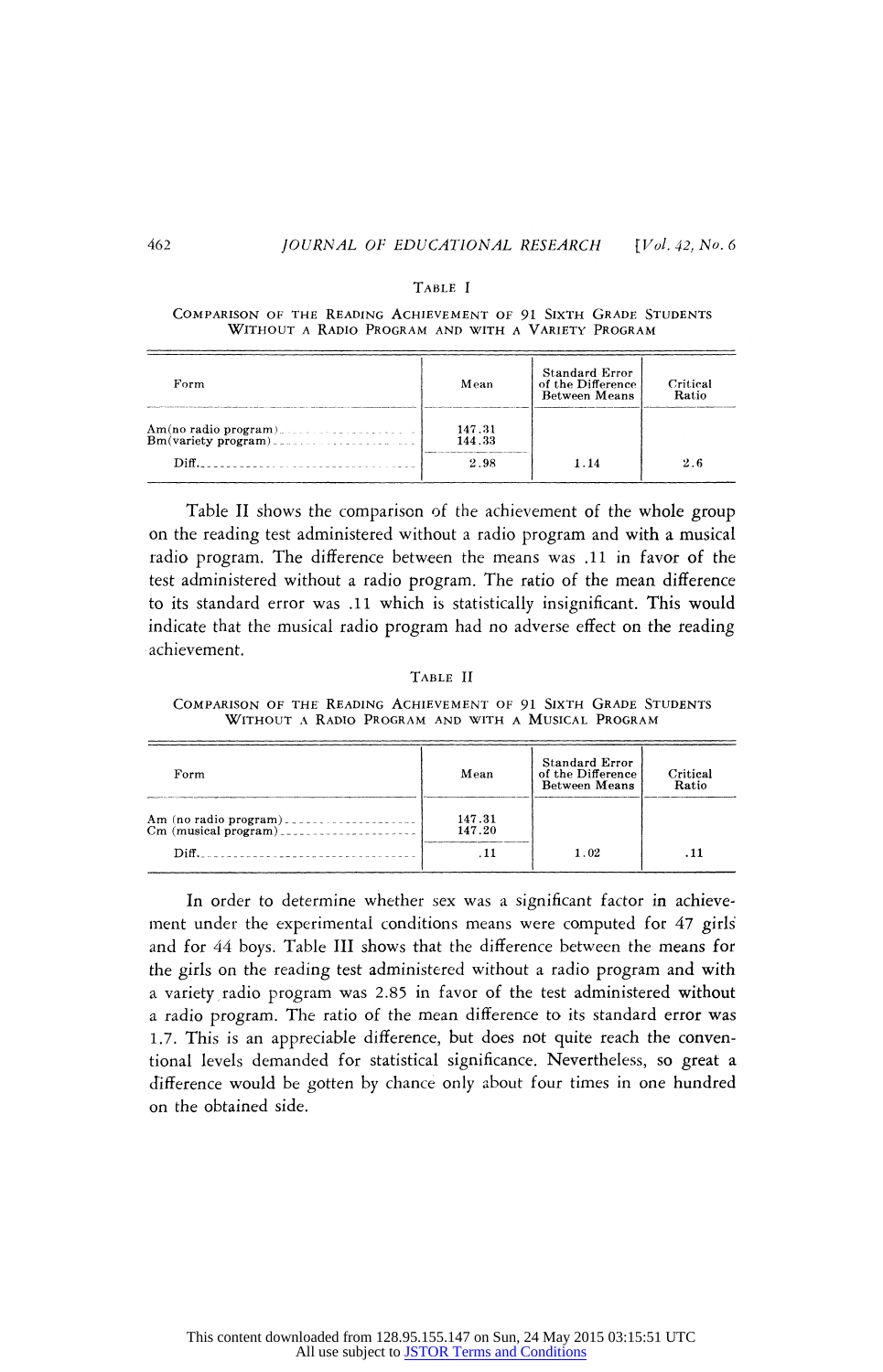TABLE I

COMPARISON OF THE READING ACHIEVEMENT OF 91 SIXTH GRADE STUDENTS WITHOUT A RADIO PROGRAM AND WITH A VARIETY PROGRAM

| Form | Mean | Standard Error of the Difference Between Means | Critical Ratio |
|---|---|---|---|
| Am (no radio program) | 147.31 | | |
| Bm (variety program) | 144.33 | | |
| Diff. | 2.98 | 1.14 | 2.6 |

Table II shows the comparison of the achievement of the whole group on the reading test administered without a radio program and with a musical radio program. The difference between the means was .11 in favor of the test administered without a radio program. The ratio of the mean difference to its standard error was .11 which is statistically insignificant. This would indicate that the musical radio program had no adverse effect on the reading achievement.

TABLE II

COMPARISON OF THE READING ACHIEVEMENT OF 91 SIXTH GRADE STUDENTS WITHOUT A RADIO PROGRAM AND WITH A MUSICAL PROGRAM

| Form | Mean | Standard Error of the Difference Between Means | Critical Ratio |
|---|---|---|---|
| Am (no radio program) | 147.31 | | |
| Cm (musical program) | 147.20 | | |
| Diff. | .11 | 1.02 | .11 |

In order to determine whether sex was a significant factor in achievement under the experimental conditions means were computed for 47 girls and for 44 boys. Table III shows that the difference between the means for the girls on the reading test administered without a radio program and with a variety radio program was 2.85 in favor of the test administered without a radio program. The ratio of the mean difference to its standard error was 1.7. This is an appreciable difference, but does not quite reach the conventional levels demanded for statistical significance. Nevertheless, so great a difference would be gotten by chance only about four times in one hundred on the obtained side.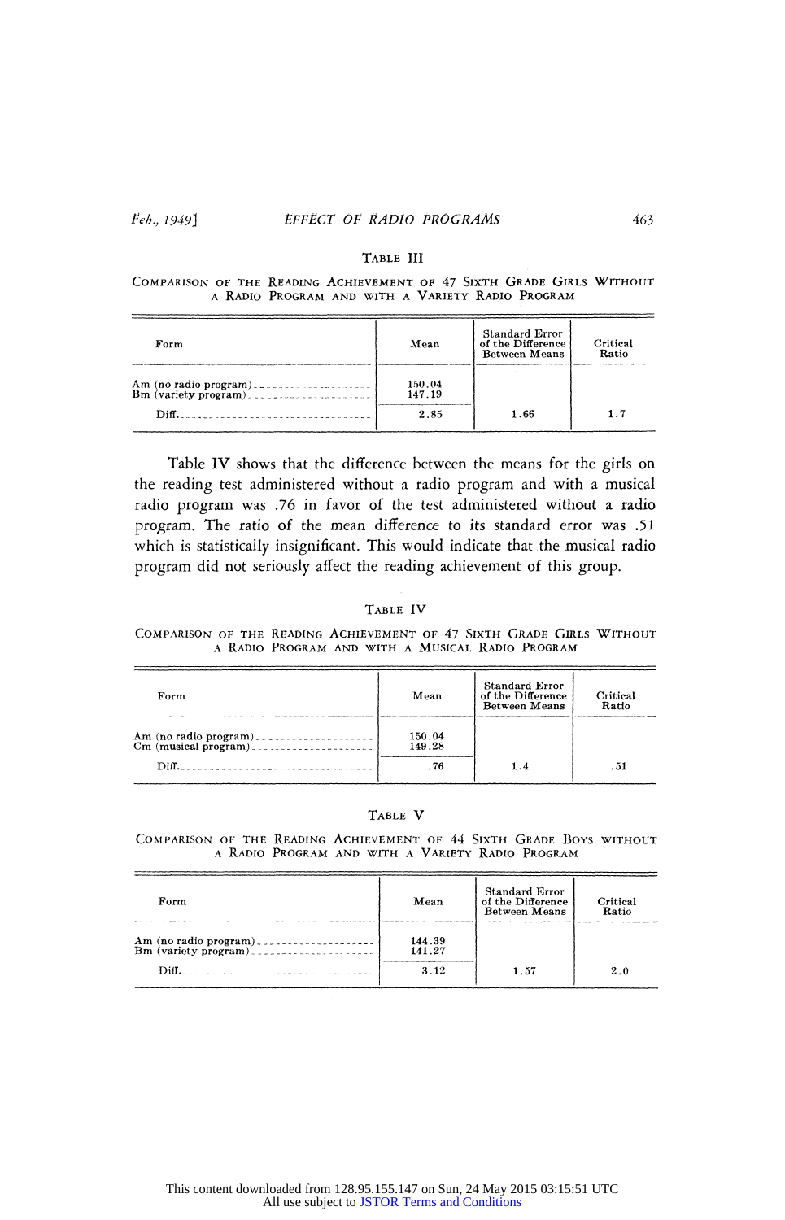TABLE III

COMPARISON OF THE READING ACHIEVEMENT OF 47 SIXTH GRADE GIRLS WITHOUT A RADIO PROGRAM AND WITH A VARIETY RADIO PROGRAM

| Form | Mean | Standard Error of the Difference Between Means | Critical Ratio |
|---|---|---|---|
| Am (no radio program) | 150.04 | | |
| Bm (variety program) | 147.19 | | |
| Diff. | 2.85 | 1.66 | 1.7 |

Table IV shows that the difference between the means for the girls on the reading test administered without a radio program and with a musical radio program was .76 in favor of the test administered without a radio program. The ratio of the mean difference to its standard error was .51 which is statistically insignificant. This would indicate that the musical radio program did not seriously affect the reading achievement of this group.

TABLE IV

COMPARISON OF THE READING ACHIEVEMENT OF 47 SIXTH GRADE GIRLS WITHOUT A RADIO PROGRAM AND WITH A MUSICAL RADIO PROGRAM

| Form | Mean | Standard Error of the Difference Between Means | Critical Ratio |
|---|---|---|---|
| Am (no radio program) | 150.04 | | |
| Cm (musical program) | 149.28 | | |
| Diff. | .76 | 1.4 | .51 |

TABLE V

COMPARISON OF THE READING ACHIEVEMENT OF 44 SIXTH GRADE BOYS WITHOUT A RADIO PROGRAM AND WITH A VARIETY RADIO PROGRAM

| Form | Mean | Standard Error of the Difference Between Means | Critical Ratio |
|---|---|---|---|
| Am (no radio program) | 144.39 | | |
| Bm (variety program) | 141.27 | | |
| Diff. | 3.12 | 1.57 | 2.0 |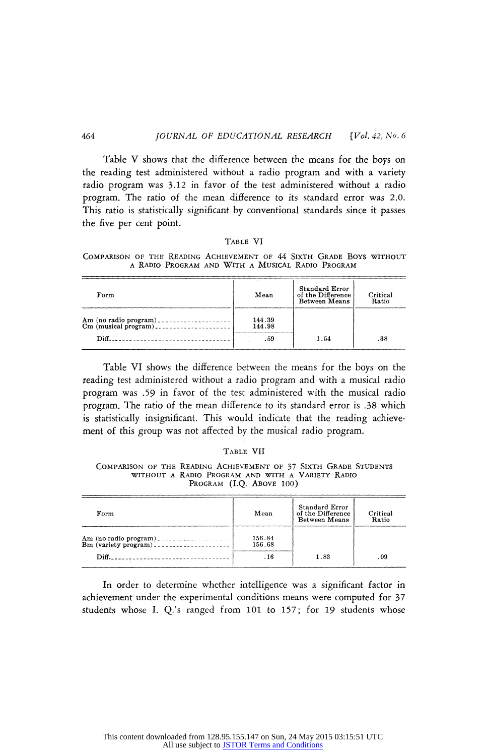Table V shows that the difference between the means for the boys on the reading test administered without a radio program and with a variety radio program was 3.12 in favor of the test administered without a radio program. The ratio of the mean difference to its standard error was 2.0. This ratio is statistically significant by conventional standards since it passes the five per cent point.

TABLE VI

COMPARISON OF THE READING ACHIEVEMENT OF 44 SIXTH GRADE BOYS WITHOUT A RADIO PROGRAM AND WITH A MUSICAL RADIO PROGRAM

| Form | Mean | Standard Error of the Difference Between Means | Critical Ratio |
|---|---|---|---|
| Am (no radio program) | 144.39 | | |
| Cm (musical program) | 144.98 | | |
| Diff. | .59 | 1.54 | .38 |

Table VI shows the difference between the means for the boys on the reading test administered without a radio program and with a musical radio program was .59 in favor of the test administered with the musical radio program. The ratio of the mean difference to its standard error is .38 which is statistically insignificant. This would indicate that the reading achievement of this group was not affected by the musical radio program.

TABLE VII

COMPARISON OF THE READING ACHIEVEMENT OF 37 SIXTH GRADE STUDENTS WITHOUT A RADIO PROGRAM AND WITH A VARIETY RADIO PROGRAM (I.Q. ABOVE 100)

| Form | Mean | Standard Error of the Difference Between Means | Critical Ratio |
|---|---|---|---|
| Am (no radio program) | 156.84 | | |
| Bm (variety program) | 156.68 | | |
| Diff. | .16 | 1.83 | .09 |

In order to determine whether intelligence was a significant factor in achievement under the experimental conditions means were computed for 37 students whose I. Q.'s ranged from 101 to 157; for 19 students whose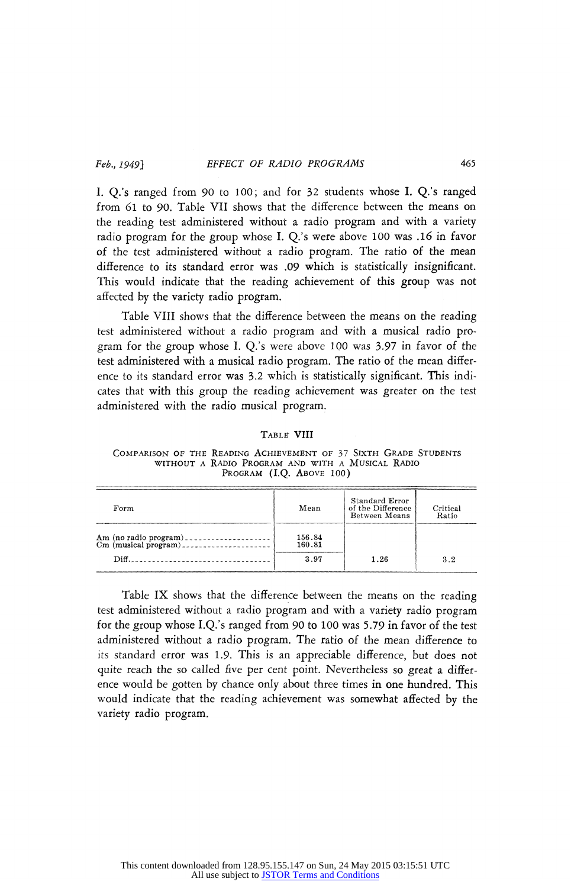I. Q.'s ranged from 90 to 100; and for 32 students whose I. Q.'s ranged from 61 to 90. Table VII shows that the difference between the means on the reading test administered without a radio program and with a variety radio program for the group whose I. Q.'s were above 100 was .16 in favor of the test administered without a radio program. The ratio of the mean difference to its standard error was .09 which is statistically insignificant. This would indicate that the reading achievement of this group was not affected by the variety radio program.

Table VIII shows that the difference between the means on the reading test administered without a radio program and with a musical radio program for the group whose I. Q.'s were above 100 was 3.97 in favor of the test administered with a musical radio program. The ratio of the mean difference to its standard error was 3.2 which is statistically significant. This indicates that with this group the reading achievement was greater on the test administered with the radio musical program.

TABLE VIII

COMPARISON OF THE READING ACHIEVEMENT OF 37 SIXTH GRADE STUDENTS WITHOUT A RADIO PROGRAM AND WITH A MUSICAL RADIO PROGRAM (I.Q. ABOVE 100)

| Form | Mean | Standard Error of the Difference Between Means | Critical Ratio |
|---|---|---|---|
| Am (no radio program) | 156.84 | | |
| Cm (musical program) | 160.81 | | |
| Diff. | 3.97 | 1.26 | 3.2 |

Table IX shows that the difference between the means on the reading test administered without a radio program and with a variety radio program for the group whose I.Q.'s ranged from 90 to 100 was 5.79 in favor of the test administered without a radio program. The ratio of the mean difference to its standard error was 1.9. This is an appreciable difference, but does not quite reach the so called five per cent point. Nevertheless so great a difference would be gotten by chance only about three times in one hundred. This would indicate that the reading achievement was somewhat affected by the variety radio program.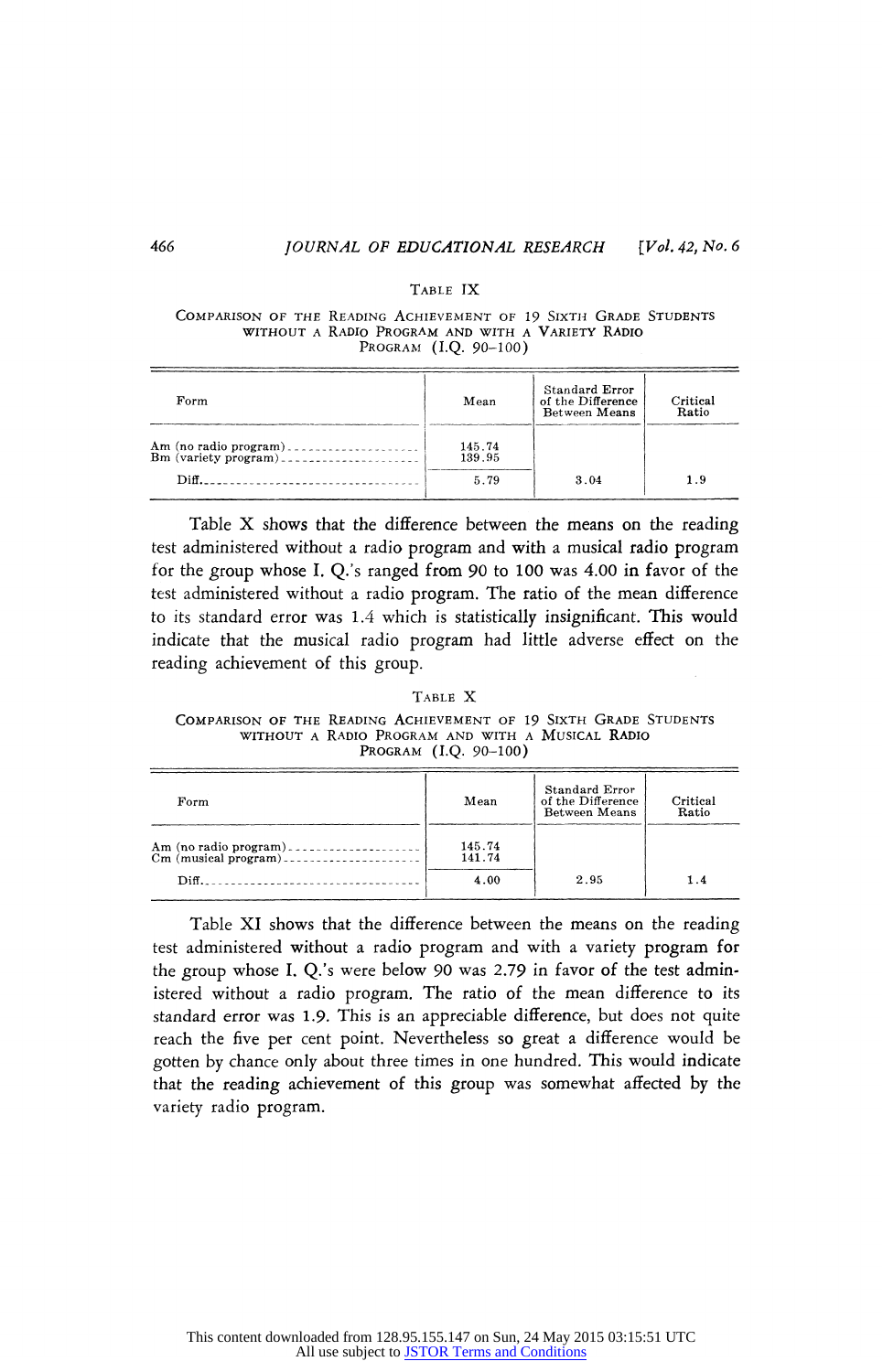Table IX

Comparison of the Reading Achievement of 19 Sixth Grade Students without a Radio Program and with a Variety Radio Program (I.Q. 90–100)

| Form | Mean | Standard Error of the Difference Between Means | Critical Ratio |
|---|---|---|---|
| Am (no radio program) | 145.74 | | |
| Bm (variety program) | 139.95 | | |
| Diff. | 5.79 | 3.04 | 1.9 |

Table X shows that the difference between the means on the reading test administered without a radio program and with a musical radio program for the group whose I. Q.'s ranged from 90 to 100 was 4.00 in favor of the test administered without a radio program. The ratio of the mean difference to its standard error was 1.4 which is statistically insignificant. This would indicate that the musical radio program had little adverse effect on the reading achievement of this group.

Table X

Comparison of the Reading Achievement of 19 Sixth Grade Students without a Radio Program and with a Musical Radio Program (I.Q. 90–100)

| Form | Mean | Standard Error of the Difference Between Means | Critical Ratio |
|---|---|---|---|
| Am (no radio program) | 145.74 | | |
| Cm (musical program) | 141.74 | | |
| Diff. | 4.00 | 2.95 | 1.4 |

Table XI shows that the difference between the means on the reading test administered without a radio program and with a variety program for the group whose I. Q.'s were below 90 was 2.79 in favor of the test administered without a radio program. The ratio of the mean difference to its standard error was 1.9. This is an appreciable difference, but does not quite reach the five per cent point. Nevertheless so great a difference would be gotten by chance only about three times in one hundred. This would indicate that the reading achievement of this group was somewhat affected by the variety radio program.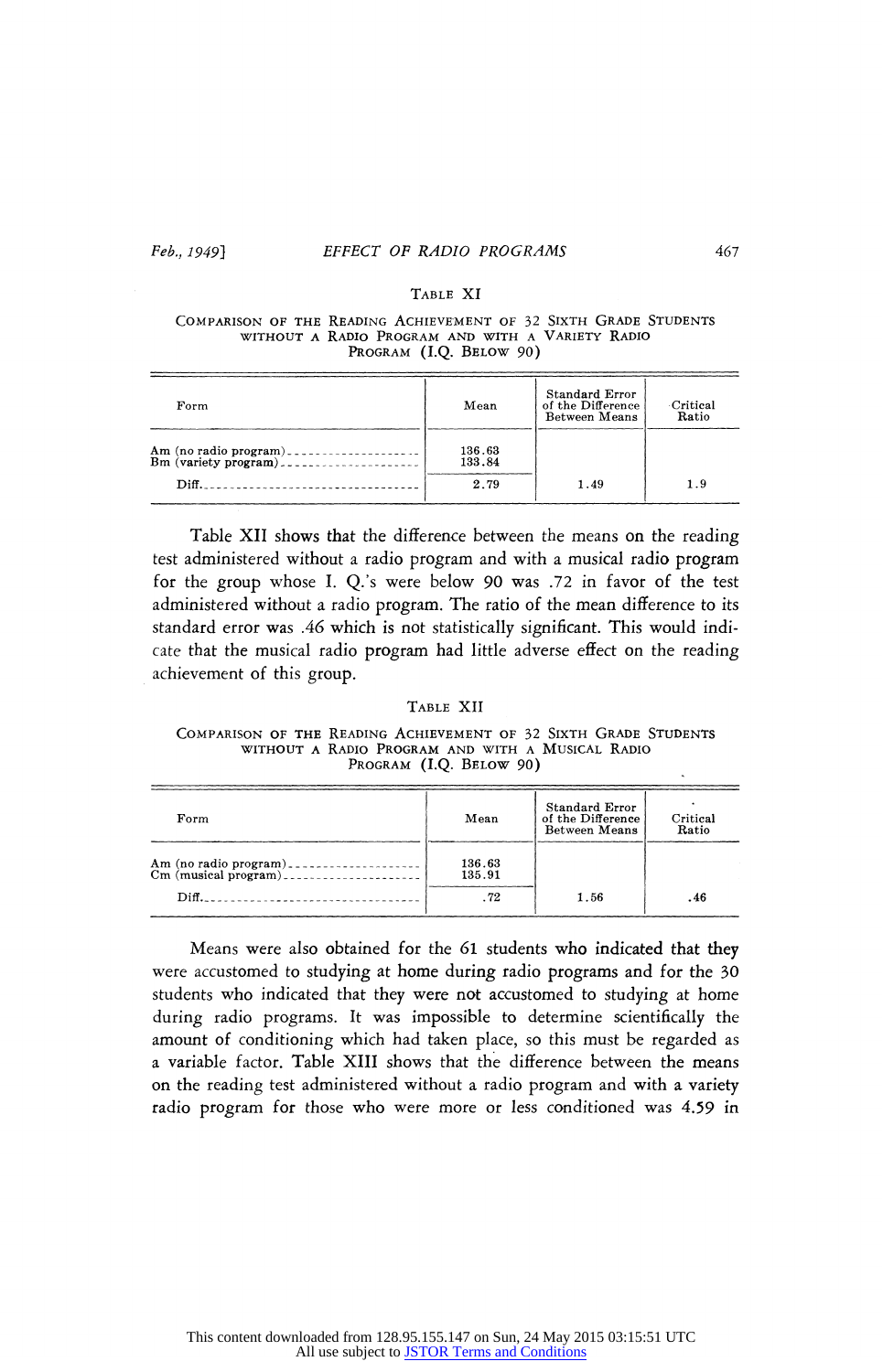TABLE XI

COMPARISON OF THE READING ACHIEVEMENT OF 32 SIXTH GRADE STUDENTS WITHOUT A RADIO PROGRAM AND WITH A VARIETY RADIO PROGRAM (I.Q. BELOW 90)

| Form | Mean | Standard Error of the Difference Between Means | Critical Ratio |
|---|---|---|---|
| Am (no radio program) | 136.63 | | |
| Bm (variety program) | 133.84 | | |
| Diff. | 2.79 | 1.49 | 1.9 |

Table XII shows that the difference between the means on the reading test administered without a radio program and with a musical radio program for the group whose I. Q.'s were below 90 was .72 in favor of the test administered without a radio program. The ratio of the mean difference to its standard error was .46 which is not statistically significant. This would indicate that the musical radio program had little adverse effect on the reading achievement of this group.

TABLE XII

COMPARISON OF THE READING ACHIEVEMENT OF 32 SIXTH GRADE STUDENTS WITHOUT A RADIO PROGRAM AND WITH A MUSICAL RADIO PROGRAM (I.Q. BELOW 90)

| Form | Mean | Standard Error of the Difference Between Means | Critical Ratio |
|---|---|---|---|
| Am (no radio program) | 136.63 | | |
| Cm (musical program) | 135.91 | | |
| Diff. | .72 | 1.56 | .46 |

Means were also obtained for the 61 students who indicated that they were accustomed to studying at home during radio programs and for the 30 students who indicated that they were not accustomed to studying at home during radio programs. It was impossible to determine scientifically the amount of conditioning which had taken place, so this must be regarded as a variable factor. Table XIII shows that the difference between the means on the reading test administered without a radio program and with a variety radio program for those who were more or less conditioned was 4.59 in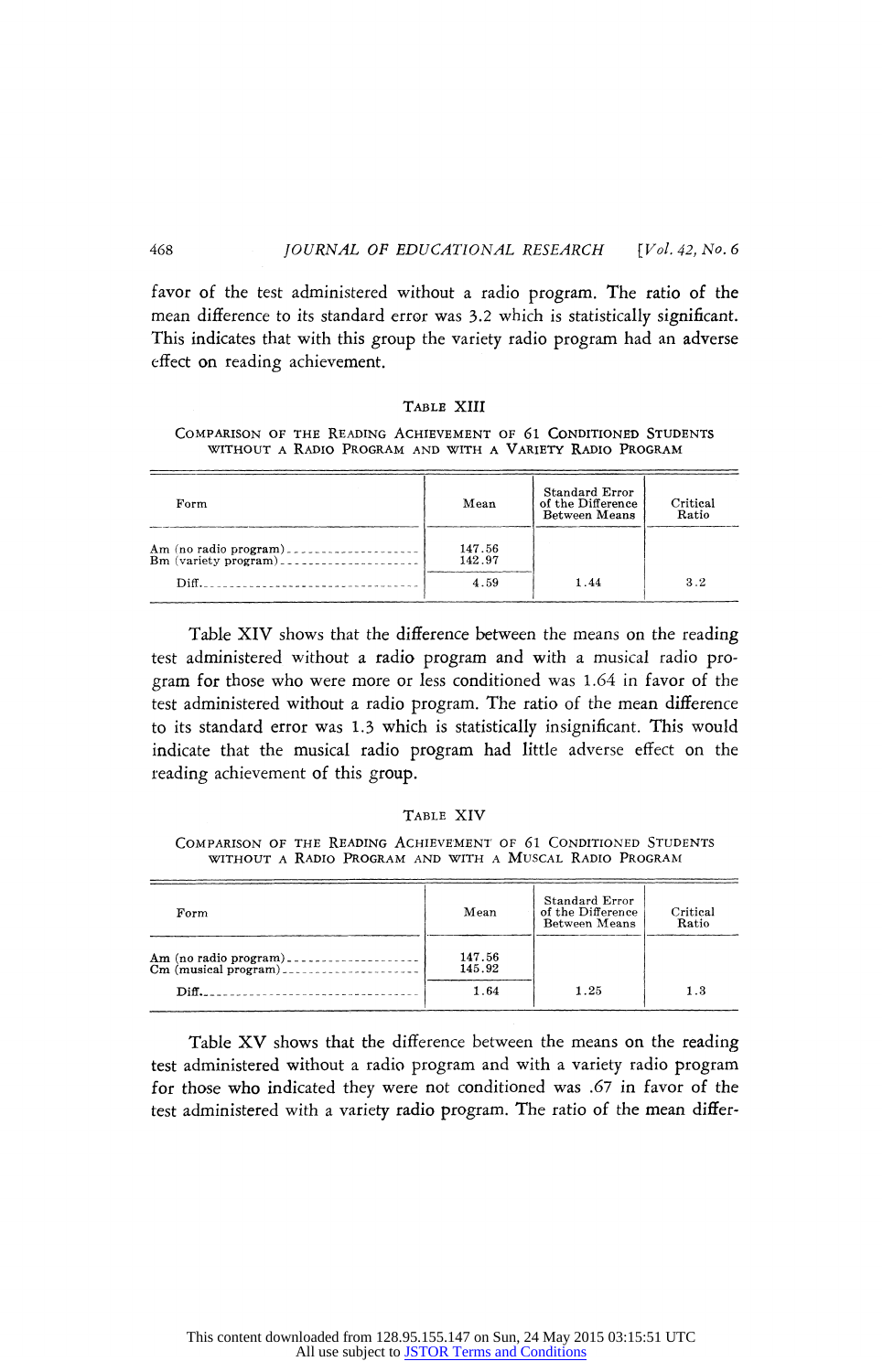favor of the test administered without a radio program. The ratio of the mean difference to its standard error was 3.2 which is statistically significant. This indicates that with this group the variety radio program had an adverse effect on reading achievement.

TABLE XIII

COMPARISON OF THE READING ACHIEVEMENT OF 61 CONDITIONED STUDENTS WITHOUT A RADIO PROGRAM AND WITH A VARIETY RADIO PROGRAM

| Form | Mean | Standard Error of the Difference Between Means | Critical Ratio |
|---|---|---|---|
| Am (no radio program) | 147.56 | | |
| Bm (variety program) | 142.97 | | |
| Diff. | 4.59 | 1.44 | 3.2 |

Table XIV shows that the difference between the means on the reading test administered without a radio program and with a musical radio program for those who were more or less conditioned was 1.64 in favor of the test administered without a radio program. The ratio of the mean difference to its standard error was 1.3 which is statistically insignificant. This would indicate that the musical radio program had little adverse effect on the reading achievement of this group.

TABLE XIV

COMPARISON OF THE READING ACHIEVEMENT OF 61 CONDITIONED STUDENTS WITHOUT A RADIO PROGRAM AND WITH A MUSCAL RADIO PROGRAM

| Form | Mean | Standard Error of the Difference Between Means | Critical Ratio |
|---|---|---|---|
| Am (no radio program) | 147.56 | | |
| Cm (musical program) | 145.92 | | |
| Diff. | 1.64 | 1.25 | 1.3 |

Table XV shows that the difference between the means on the reading test administered without a radio program and with a variety radio program for those who indicated they were not conditioned was .67 in favor of the test administered with a variety radio program. The ratio of the mean differ-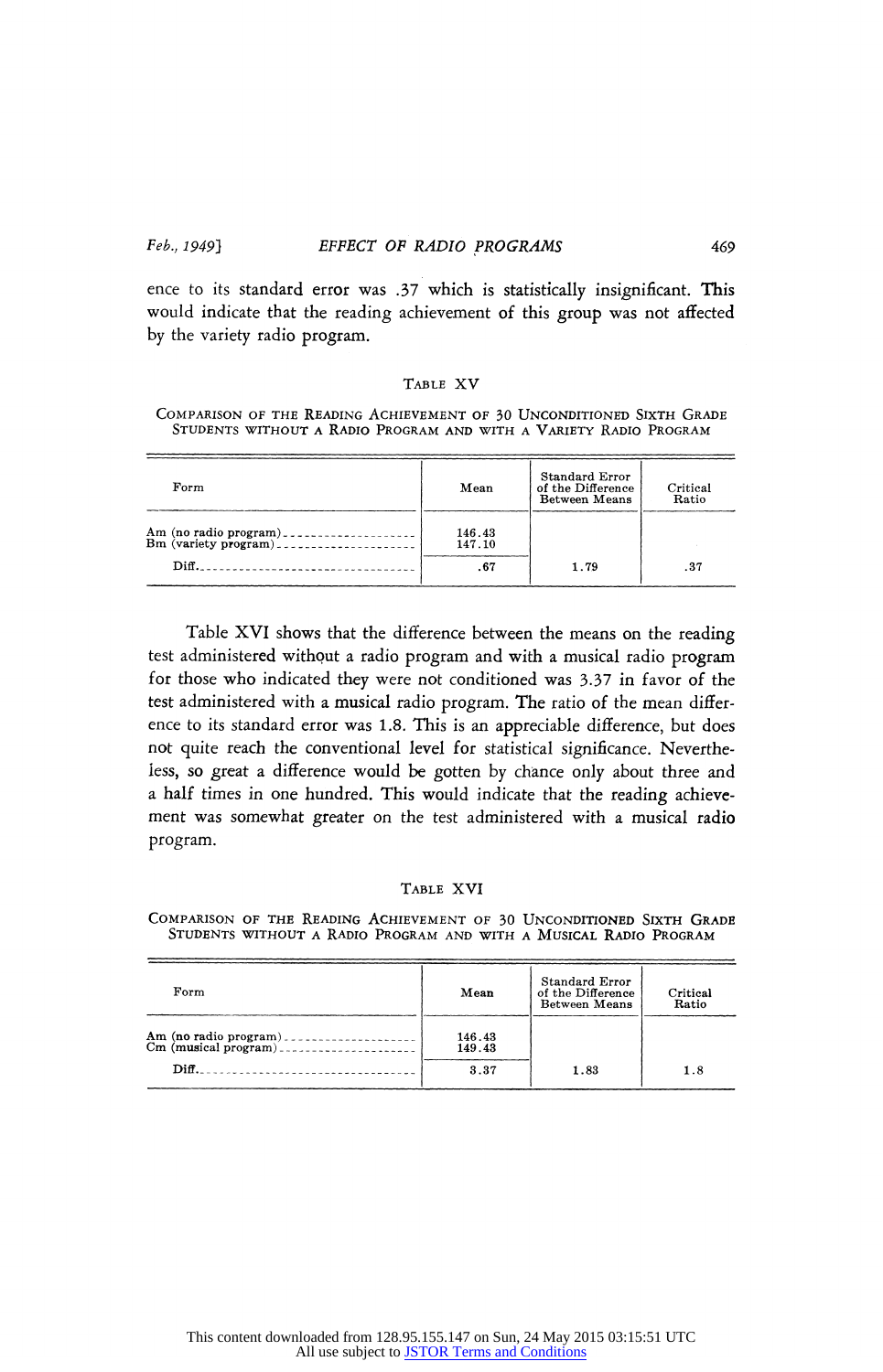ence to its standard error was .37 which is statistically insignificant. This would indicate that the reading achievement of this group was not affected by the variety radio program.

TABLE XV

COMPARISON OF THE READING ACHIEVEMENT OF 30 UNCONDITIONED SIXTH GRADE STUDENTS WITHOUT A RADIO PROGRAM AND WITH A VARIETY RADIO PROGRAM

| Form | Mean | Standard Error of the Difference Between Means | Critical Ratio |
|---|---|---|---|
| Am (no radio program) | 146.43 | | |
| Bm (variety program) | 147.10 | | |
| Diff. | .67 | 1.79 | .37 |

Table XVI shows that the difference between the means on the reading test administered without a radio program and with a musical radio program for those who indicated they were not conditioned was 3.37 in favor of the test administered with a musical radio program. The ratio of the mean difference to its standard error was 1.8. This is an appreciable difference, but does not quite reach the conventional level for statistical significance. Nevertheless, so great a difference would be gotten by chance only about three and a half times in one hundred. This would indicate that the reading achievement was somewhat greater on the test administered with a musical radio program.

TABLE XVI

COMPARISON OF THE READING ACHIEVEMENT OF 30 UNCONDITIONED SIXTH GRADE STUDENTS WITHOUT A RADIO PROGRAM AND WITH A MUSICAL RADIO PROGRAM

| Form | Mean | Standard Error of the Difference Between Means | Critical Ratio |
|---|---|---|---|
| Am (no radio program) | 146.43 | | |
| Cm (musical program) | 149.43 | | |
| Diff. | 3.37 | 1.83 | 1.8 |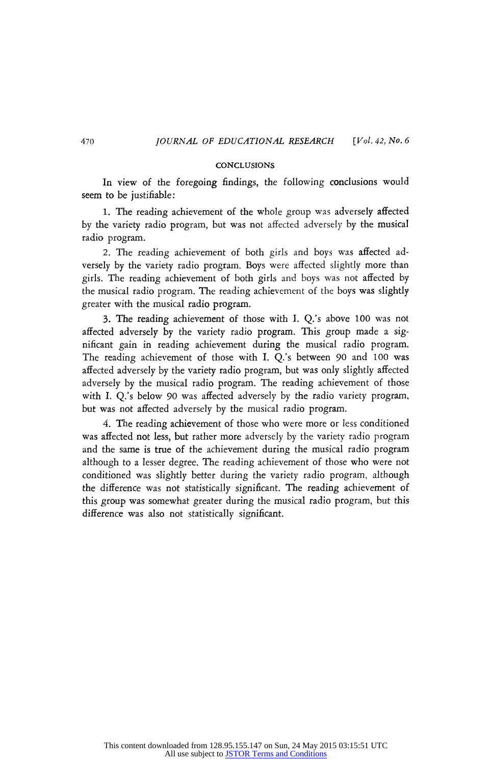## CONCLUSIONS

In view of the foregoing findings, the following conclusions would seem to be justifiable:

1. The reading achievement of the whole group was adversely affected by the variety radio program, but was not affected adversely by the musical radio program.

2. The reading achievement of both girls and boys was affected adversely by the variety radio program. Boys were affected slightly more than girls. The reading achievement of both girls and boys was not affected by the musical radio program. The reading achievement of the boys was slightly greater with the musical radio program.

3. The reading achievement of those with I. Q.'s above 100 was not affected adversely by the variety radio program. This group made a significant gain in reading achievement during the musical radio program. The reading achievement of those with I. Q.'s between 90 and 100 was affected adversely by the variety radio program, but was only slightly affected adversely by the musical radio program. The reading achievement of those with I. Q.'s below 90 was affected adversely by the radio variety program, but was not affected adversely by the musical radio program.

4. The reading achievement of those who were more or less conditioned was affected not less, but rather more adversely by the variety radio program and the same is true of the achievement during the musical radio program although to a lesser degree. The reading achievement of those who were not conditioned was slightly better during the variety radio program, although the difference was not statistically significant. The reading achievement of this group was somewhat greater during the musical radio program, but this difference was also not statistically significant.